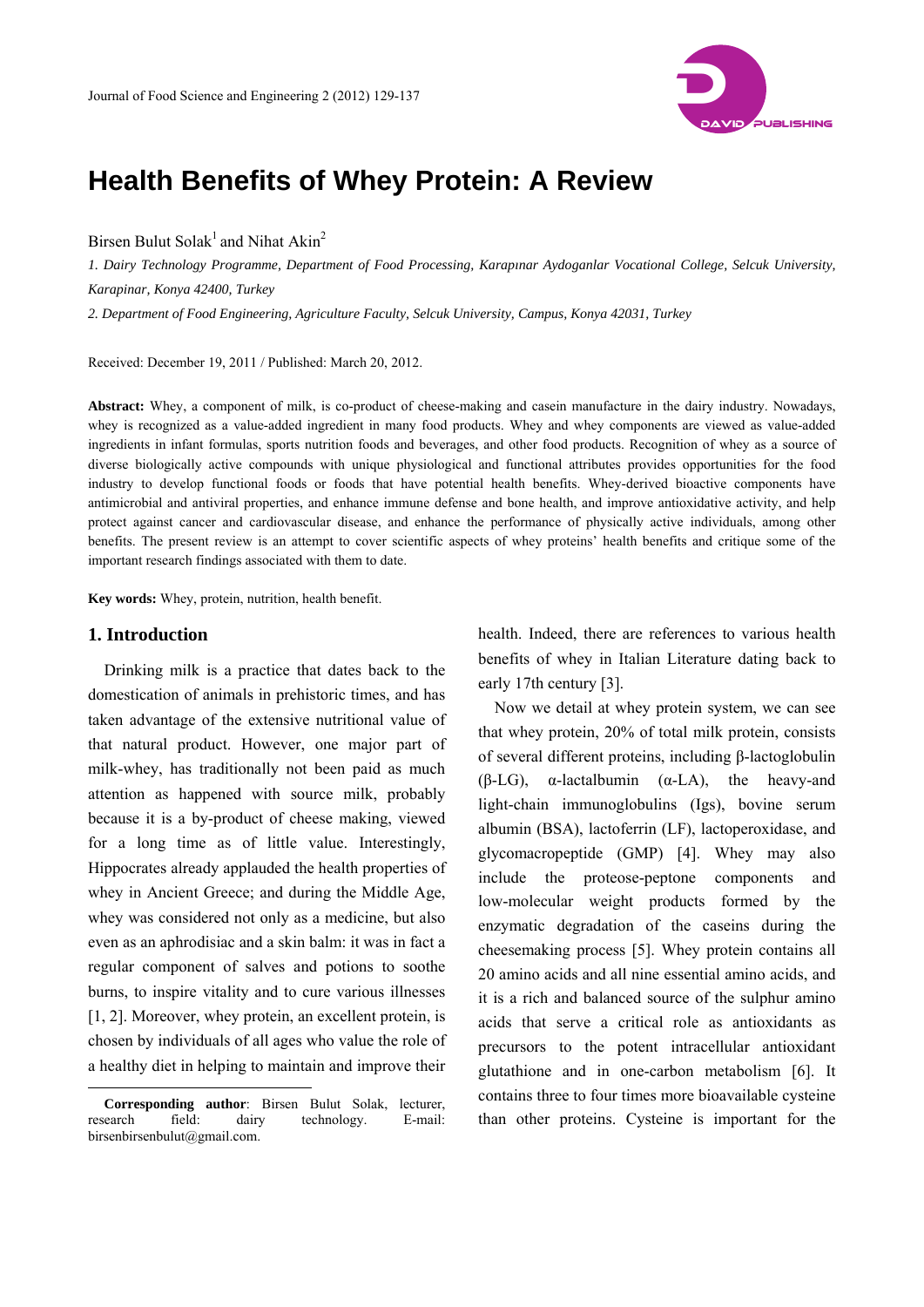# Health Benefits of Whey Protein: A Review

Birsen Bulut Solak[1] and Nihat Akin[2]

*1. Dairy Technology Programme, Department of Food Processing, Karapınar Aydoganlar Vocational College, Selcuk University, Karapinar, Konya 42400, Turkey*

*2. Department of Food Engineering, Agriculture Faculty, Selcuk University, Campus, Konya 42031, Turkey*

Received: December 19, 2011 / Published: March 20, 2012.

**Abstract:** Whey, a component of milk, is co-product of cheese-making and casein manufacture in the dairy industry. Nowadays, whey is recognized as a value-added ingredient in many food products. Whey and whey components are viewed as value-added ingredients in infant formulas, sports nutrition foods and beverages, and other food products. Recognition of whey as a source of diverse biologically active compounds with unique physiological and functional attributes provides opportunities for the food industry to develop functional foods or foods that have potential health benefits. Whey-derived bioactive components have antimicrobial and antiviral properties, and enhance immune defense and bone health, and improve antioxidative activity, and help protect against cancer and cardiovascular disease, and enhance the performance of physically active individuals, among other benefits. The present review is an attempt to cover scientific aspects of whey proteins' health benefits and critique some of the important research findings associated with them to date.

**Key words:** Whey, protein, nutrition, health benefit.

## 1. Introduction

Drinking milk is a practice that dates back to the domestication of animals in prehistoric times, and has taken advantage of the extensive nutritional value of that natural product. However, one major part of milk-whey, has traditionally not been paid as much attention as happened with source milk, probably because it is a by-product of cheese making, viewed for a long time as of little value. Interestingly, Hippocrates already applauded the health properties of whey in Ancient Greece; and during the Middle Age, whey was considered not only as a medicine, but also even as an aphrodisiac and a skin balm: it was in fact a regular component of salves and potions to soothe burns, to inspire vitality and to cure various illnesses [1, 2]. Moreover, whey protein, an excellent protein, is chosen by individuals of all ages who value the role of a healthy diet in helping to maintain and improve their health. Indeed, there are references to various health benefits of whey in Italian Literature dating back to early 17th century [3].

Now we detail at whey protein system, we can see that whey protein, 20% of total milk protein, consists of several different proteins, including β-lactoglobulin (β-LG), α-lactalbumin (α-LA), the heavy-and light-chain immunoglobulins (Igs), bovine serum albumin (BSA), lactoferrin (LF), lactoperoxidase, and glycomacropeptide (GMP) [4]. Whey may also include the proteose-peptone components and low-molecular weight products formed by the enzymatic degradation of the caseins during the cheesemaking process [5]. Whey protein contains all 20 amino acids and all nine essential amino acids, and it is a rich and balanced source of the sulphur amino acids that serve a critical role as antioxidants as precursors to the potent intracellular antioxidant glutathione and in one-carbon metabolism [6]. It contains three to four times more bioavailable cysteine than other proteins. Cysteine is important for the

**Corresponding author**: Birsen Bulut Solak, lecturer, research field: dairy technology. E-mail: birsenbirsenbulut@gmail.com.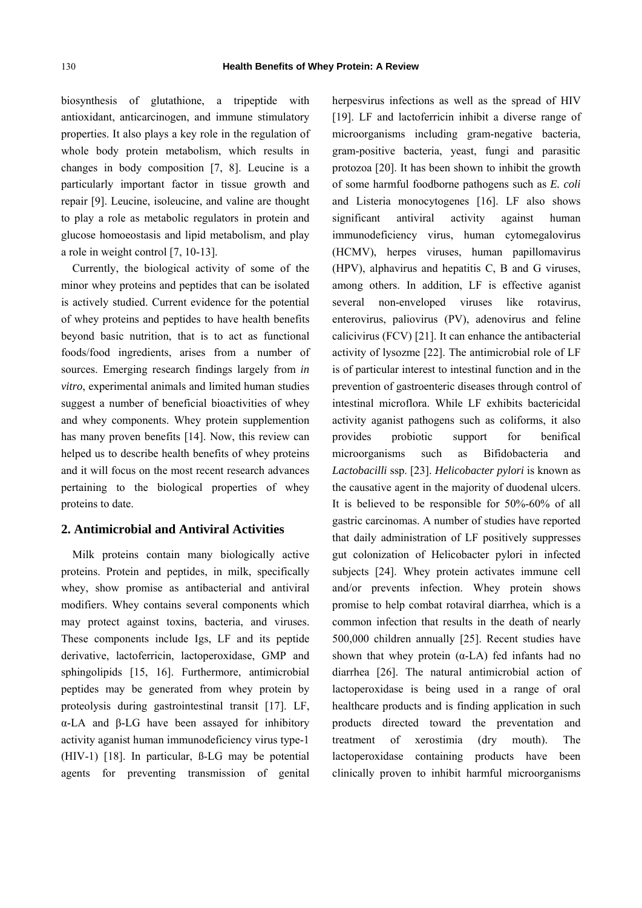biosynthesis of glutathione, a tripeptide with antioxidant, anticarcinogen, and immune stimulatory properties. It also plays a key role in the regulation of whole body protein metabolism, which results in changes in body composition [7, 8]. Leucine is a particularly important factor in tissue growth and repair [9]. Leucine, isoleucine, and valine are thought to play a role as metabolic regulators in protein and glucose homoeostasis and lipid metabolism, and play a role in weight control [7, 10-13].

Currently, the biological activity of some of the minor whey proteins and peptides that can be isolated is actively studied. Current evidence for the potential of whey proteins and peptides to have health benefits beyond basic nutrition, that is to act as functional foods/food ingredients, arises from a number of sources. Emerging research findings largely from *in vitro*, experimental animals and limited human studies suggest a number of beneficial bioactivities of whey and whey components. Whey protein supplemention has many proven benefits [14]. Now, this review can helped us to describe health benefits of whey proteins and it will focus on the most recent research advances pertaining to the biological properties of whey proteins to date.

## 2. Antimicrobial and Antiviral Activities

Milk proteins contain many biologically active proteins. Protein and peptides, in milk, specifically whey, show promise as antibacterial and antiviral modifiers. Whey contains several components which may protect against toxins, bacteria, and viruses. These components include Igs, LF and its peptide derivative, lactoferricin, lactoperoxidase, GMP and sphingolipids [15, 16]. Furthermore, antimicrobial peptides may be generated from whey protein by proteolysis during gastrointestinal transit [17]. LF, α-LA and β-LG have been assayed for inhibitory activity aganist human immunodeficiency virus type-1 (HIV-1) [18]. In particular, ß-LG may be potential agents for preventing transmission of genital herpesvirus infections as well as the spread of HIV [19]. LF and lactoferricin inhibit a diverse range of microorganisms including gram-negative bacteria, gram-positive bacteria, yeast, fungi and parasitic protozoa [20]. It has been shown to inhibit the growth of some harmful foodborne pathogens such as *E. coli* and Listeria monocytogenes [16]. LF also shows significant antiviral activity against human immunodeficiency virus, human cytomegalovirus (HCMV), herpes viruses, human papillomavirus (HPV), alphavirus and hepatitis C, B and G viruses, among others. In addition, LF is effective aganist several non-enveloped viruses like rotavirus, enterovirus, paliovirus (PV), adenovirus and feline calicivirus (FCV) [21]. It can enhance the antibacterial activity of lysozme [22]. The antimicrobial role of LF is of particular interest to intestinal function and in the prevention of gastroenteric diseases through control of intestinal microflora. While LF exhibits bactericidal activity aganist pathogens such as coliforms, it also provides probiotic support for benifical microorganisms such as Bifidobacteria and *Lactobacilli* ssp. [23]. *Helicobacter pylori* is known as the causative agent in the majority of duodenal ulcers. It is believed to be responsible for 50%-60% of all gastric carcinomas. A number of studies have reported that daily administration of LF positively suppresses gut colonization of Helicobacter pylori in infected subjects [24]. Whey protein activates immune cell and/or prevents infection. Whey protein shows promise to help combat rotaviral diarrhea, which is a common infection that results in the death of nearly 500,000 children annually [25]. Recent studies have shown that whey protein (α-LA) fed infants had no diarrhea [26]. The natural antimicrobial action of lactoperoxidase is being used in a range of oral healthcare products and is finding application in such products directed toward the preventation and treatment of xerostimia (dry mouth). The lactoperoxidase containing products have been clinically proven to inhibit harmful microorganisms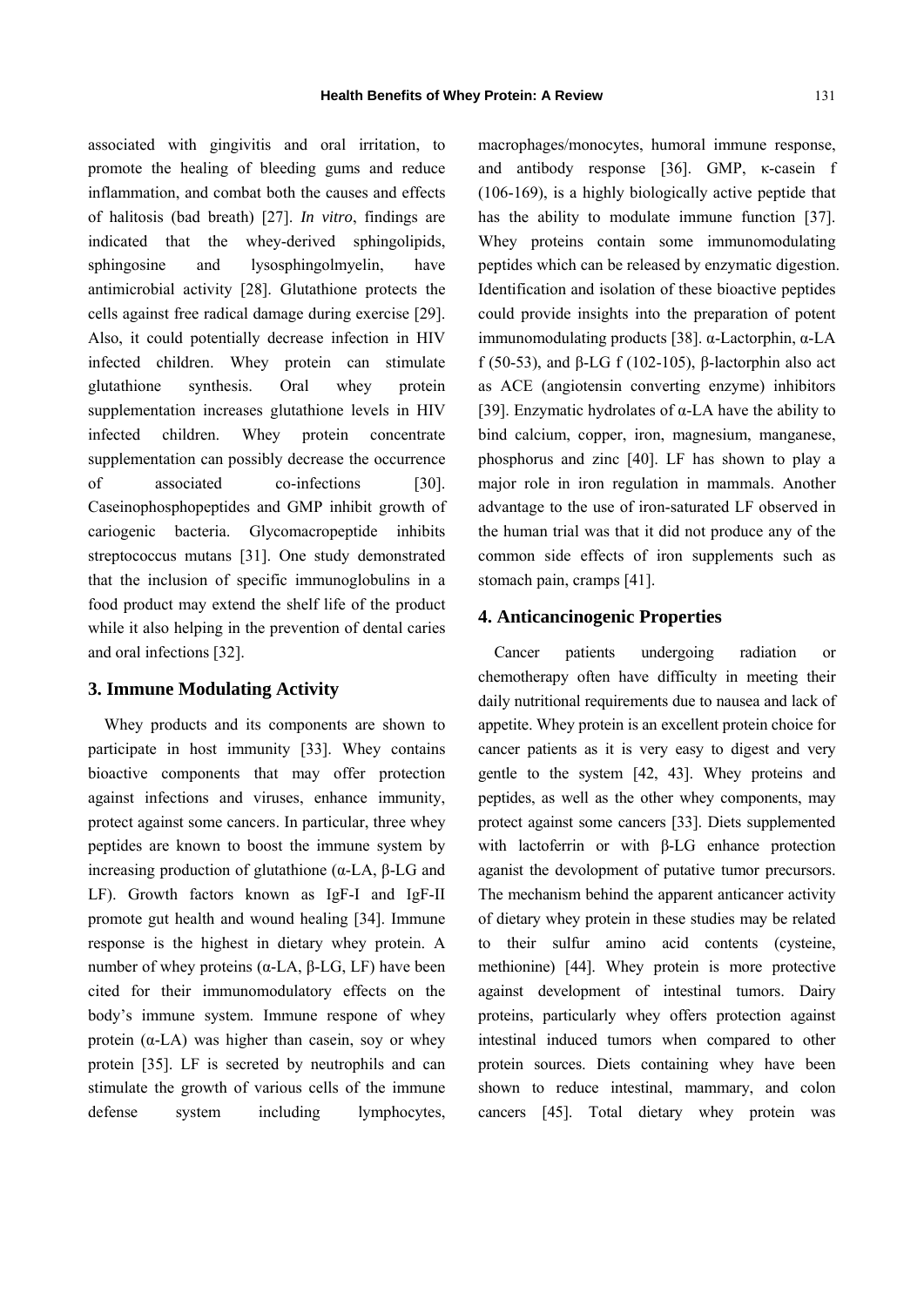associated with gingivitis and oral irritation, to promote the healing of bleeding gums and reduce inflammation, and combat both the causes and effects of halitosis (bad breath) [27]. *In vitro*, findings are indicated that the whey-derived sphingolipids, sphingosine and lysosphingolmyelin, have antimicrobial activity [28]. Glutathione protects the cells against free radical damage during exercise [29]. Also, it could potentially decrease infection in HIV infected children. Whey protein can stimulate glutathione synthesis. Oral whey protein supplementation increases glutathione levels in HIV infected children. Whey protein concentrate supplementation can possibly decrease the occurrence of associated co-infections [30]. Caseinophosphopeptides and GMP inhibit growth of cariogenic bacteria. Glycomacropeptide inhibits streptococcus mutans [31]. One study demonstrated that the inclusion of specific immunoglobulins in a food product may extend the shelf life of the product while it also helping in the prevention of dental caries and oral infections [32].

## 3. Immune Modulating Activity

Whey products and its components are shown to participate in host immunity [33]. Whey contains bioactive components that may offer protection against infections and viruses, enhance immunity, protect against some cancers. In particular, three whey peptides are known to boost the immune system by increasing production of glutathione (α-LA, β-LG and LF). Growth factors known as IgF-I and IgF-II promote gut health and wound healing [34]. Immune response is the highest in dietary whey protein. A number of whey proteins (α-LA, β-LG, LF) have been cited for their immunomodulatory effects on the body's immune system. Immune respone of whey protein (α-LA) was higher than casein, soy or whey protein [35]. LF is secreted by neutrophils and can stimulate the growth of various cells of the immune defense system including lymphocytes, macrophages/monocytes, humoral immune response, and antibody response [36]. GMP, κ-casein f (106-169), is a highly biologically active peptide that has the ability to modulate immune function [37]. Whey proteins contain some immunomodulating peptides which can be released by enzymatic digestion. Identification and isolation of these bioactive peptides could provide insights into the preparation of potent immunomodulating products [38]. α-Lactorphin, α-LA f (50-53), and β-LG f (102-105), β-lactorphin also act as ACE (angiotensin converting enzyme) inhibitors [39]. Enzymatic hydrolates of α-LA have the ability to bind calcium, copper, iron, magnesium, manganese, phosphorus and zinc [40]. LF has shown to play a major role in iron regulation in mammals. Another advantage to the use of iron-saturated LF observed in the human trial was that it did not produce any of the common side effects of iron supplements such as stomach pain, cramps [41].

## 4. Anticancinogenic Properties

Cancer patients undergoing radiation or chemotherapy often have difficulty in meeting their daily nutritional requirements due to nausea and lack of appetite. Whey protein is an excellent protein choice for cancer patients as it is very easy to digest and very gentle to the system [42, 43]. Whey proteins and peptides, as well as the other whey components, may protect against some cancers [33]. Diets supplemented with lactoferrin or with β-LG enhance protection aganist the devolopment of putative tumor precursors. The mechanism behind the apparent anticancer activity of dietary whey protein in these studies may be related to their sulfur amino acid contents (cysteine, methionine) [44]. Whey protein is more protective against development of intestinal tumors. Dairy proteins, particularly whey offers protection against intestinal induced tumors when compared to other protein sources. Diets containing whey have been shown to reduce intestinal, mammary, and colon cancers [45]. Total dietary whey protein was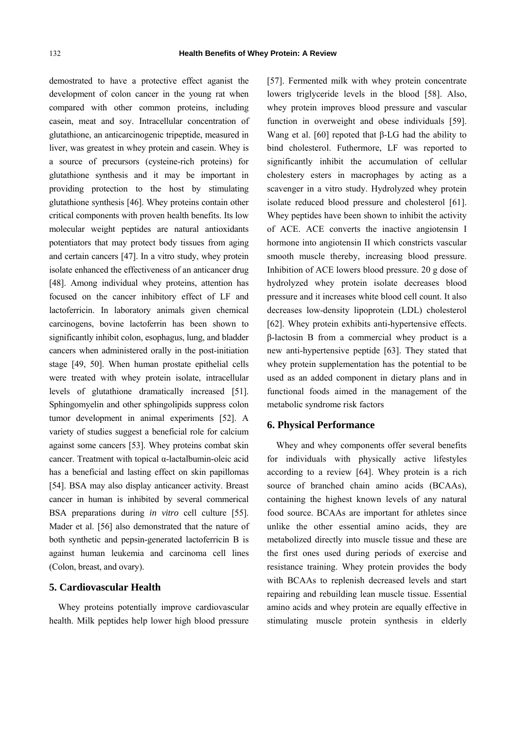demostrated to have a protective effect aganist the development of colon cancer in the young rat when compared with other common proteins, including casein, meat and soy. Intracellular concentration of glutathione, an anticarcinogenic tripeptide, measured in liver, was greatest in whey protein and casein. Whey is a source of precursors (cysteine-rich proteins) for glutathione synthesis and it may be important in providing protection to the host by stimulating glutathione synthesis [46]. Whey proteins contain other critical components with proven health benefits. Its low molecular weight peptides are natural antioxidants potentiators that may protect body tissues from aging and certain cancers [47]. In a vitro study, whey protein isolate enhanced the effectiveness of an anticancer drug [48]. Among individual whey proteins, attention has focused on the cancer inhibitory effect of LF and lactoferricin. In laboratory animals given chemical carcinogens, bovine lactoferrin has been shown to significantly inhibit colon, esophagus, lung, and bladder cancers when administered orally in the post-initiation stage [49, 50]. When human prostate epithelial cells were treated with whey protein isolate, intracellular levels of glutathione dramatically increased [51]. Sphingomyelin and other sphingolipids suppress colon tumor development in animal experiments [52]. A variety of studies suggest a beneficial role for calcium against some cancers [53]. Whey proteins combat skin cancer. Treatment with topical α-lactalbumin-oleic acid has a beneficial and lasting effect on skin papillomas [54]. BSA may also display anticancer activity. Breast cancer in human is inhibited by several commerical BSA preparations during *in vitro* cell culture [55]. Mader et al. [56] also demonstrated that the nature of both synthetic and pepsin-generated lactoferricin B is against human leukemia and carcinoma cell lines (Colon, breast, and ovary).

## 5. Cardiovascular Health

Whey proteins potentially improve cardiovascular health. Milk peptides help lower high blood pressure [57]. Fermented milk with whey protein concentrate lowers triglyceride levels in the blood [58]. Also, whey protein improves blood pressure and vascular function in overweight and obese individuals [59]. Wang et al. [60] repoted that β-LG had the ability to bind cholesterol. Futhermore, LF was reported to significantly inhibit the accumulation of cellular cholestery esters in macrophages by acting as a scavenger in a vitro study. Hydrolyzed whey protein isolate reduced blood pressure and cholesterol [61]. Whey peptides have been shown to inhibit the activity of ACE. ACE converts the inactive angiotensin I hormone into angiotensin II which constricts vascular smooth muscle thereby, increasing blood pressure. Inhibition of ACE lowers blood pressure. 20 g dose of hydrolyzed whey protein isolate decreases blood pressure and it increases white blood cell count. It also decreases low-density lipoprotein (LDL) cholesterol [62]. Whey protein exhibits anti-hypertensive effects. β-lactosin B from a commercial whey product is a new anti-hypertensive peptide [63]. They stated that whey protein supplementation has the potential to be used as an added component in dietary plans and in functional foods aimed in the management of the metabolic syndrome risk factors

## 6. Physical Performance

Whey and whey components offer several benefits for individuals with physically active lifestyles according to a review [64]. Whey protein is a rich source of branched chain amino acids (BCAAs), containing the highest known levels of any natural food source. BCAAs are important for athletes since unlike the other essential amino acids, they are metabolized directly into muscle tissue and these are the first ones used during periods of exercise and resistance training. Whey protein provides the body with BCAAs to replenish decreased levels and start repairing and rebuilding lean muscle tissue. Essential amino acids and whey protein are equally effective in stimulating muscle protein synthesis in elderly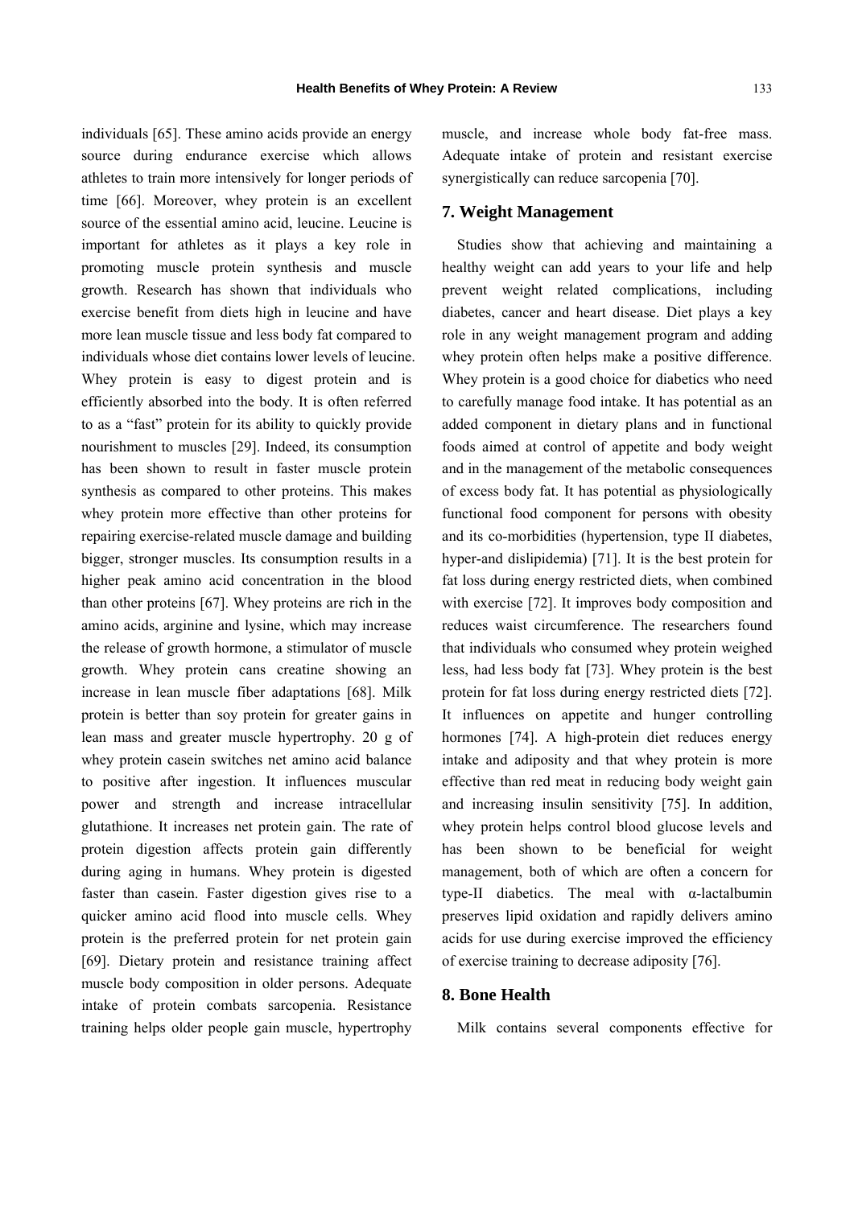individuals [65]. These amino acids provide an energy source during endurance exercise which allows athletes to train more intensively for longer periods of time [66]. Moreover, whey protein is an excellent source of the essential amino acid, leucine. Leucine is important for athletes as it plays a key role in promoting muscle protein synthesis and muscle growth. Research has shown that individuals who exercise benefit from diets high in leucine and have more lean muscle tissue and less body fat compared to individuals whose diet contains lower levels of leucine. Whey protein is easy to digest protein and is efficiently absorbed into the body. It is often referred to as a "fast" protein for its ability to quickly provide nourishment to muscles [29]. Indeed, its consumption has been shown to result in faster muscle protein synthesis as compared to other proteins. This makes whey protein more effective than other proteins for repairing exercise-related muscle damage and building bigger, stronger muscles. Its consumption results in a higher peak amino acid concentration in the blood than other proteins [67]. Whey proteins are rich in the amino acids, arginine and lysine, which may increase the release of growth hormone, a stimulator of muscle growth. Whey protein cans creatine showing an increase in lean muscle fiber adaptations [68]. Milk protein is better than soy protein for greater gains in lean mass and greater muscle hypertrophy. 20 g of whey protein casein switches net amino acid balance to positive after ingestion. It influences muscular power and strength and increase intracellular glutathione. It increases net protein gain. The rate of protein digestion affects protein gain differently during aging in humans. Whey protein is digested faster than casein. Faster digestion gives rise to a quicker amino acid flood into muscle cells. Whey protein is the preferred protein for net protein gain [69]. Dietary protein and resistance training affect muscle body composition in older persons. Adequate intake of protein combats sarcopenia. Resistance training helps older people gain muscle, hypertrophy muscle, and increase whole body fat-free mass. Adequate intake of protein and resistant exercise synergistically can reduce sarcopenia [70].

## 7. Weight Management

Studies show that achieving and maintaining a healthy weight can add years to your life and help prevent weight related complications, including diabetes, cancer and heart disease. Diet plays a key role in any weight management program and adding whey protein often helps make a positive difference. Whey protein is a good choice for diabetics who need to carefully manage food intake. It has potential as an added component in dietary plans and in functional foods aimed at control of appetite and body weight and in the management of the metabolic consequences of excess body fat. It has potential as physiologically functional food component for persons with obesity and its co-morbidities (hypertension, type II diabetes, hyper-and dislipidemia) [71]. It is the best protein for fat loss during energy restricted diets, when combined with exercise [72]. It improves body composition and reduces waist circumference. The researchers found that individuals who consumed whey protein weighed less, had less body fat [73]. Whey protein is the best protein for fat loss during energy restricted diets [72]. It influences on appetite and hunger controlling hormones [74]. A high-protein diet reduces energy intake and adiposity and that whey protein is more effective than red meat in reducing body weight gain and increasing insulin sensitivity [75]. In addition, whey protein helps control blood glucose levels and has been shown to be beneficial for weight management, both of which are often a concern for type-II diabetics. The meal with α-lactalbumin preserves lipid oxidation and rapidly delivers amino acids for use during exercise improved the efficiency of exercise training to decrease adiposity [76].

## 8. Bone Health

Milk contains several components effective for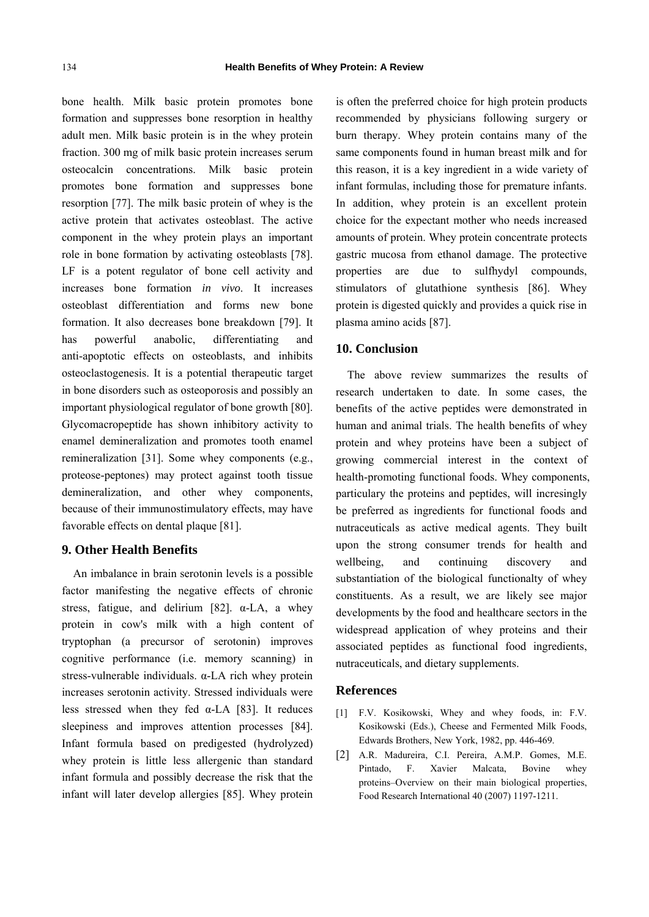bone health. Milk basic protein promotes bone formation and suppresses bone resorption in healthy adult men. Milk basic protein is in the whey protein fraction. 300 mg of milk basic protein increases serum osteocalcin concentrations. Milk basic protein promotes bone formation and suppresses bone resorption [77]. The milk basic protein of whey is the active protein that activates osteoblast. The active component in the whey protein plays an important role in bone formation by activating osteoblasts [78]. LF is a potent regulator of bone cell activity and increases bone formation *in vivo*. It increases osteoblast differentiation and forms new bone formation. It also decreases bone breakdown [79]. It has powerful anabolic, differentiating and anti-apoptotic effects on osteoblasts, and inhibits osteoclastogenesis. It is a potential therapeutic target in bone disorders such as osteoporosis and possibly an important physiological regulator of bone growth [80]. Glycomacropeptide has shown inhibitory activity to enamel demineralization and promotes tooth enamel remineralization [31]. Some whey components (e.g., proteose-peptones) may protect against tooth tissue demineralization, and other whey components, because of their immunostimulatory effects, may have favorable effects on dental plaque [81].

## 9. Other Health Benefits

An imbalance in brain serotonin levels is a possible factor manifesting the negative effects of chronic stress, fatigue, and delirium [82]. α-LA, a whey protein in cow's milk with a high content of tryptophan (a precursor of serotonin) improves cognitive performance (i.e. memory scanning) in stress-vulnerable individuals. α-LA rich whey protein increases serotonin activity. Stressed individuals were less stressed when they fed α-LA [83]. It reduces sleepiness and improves attention processes [84]. Infant formula based on predigested (hydrolyzed) whey protein is little less allergenic than standard infant formula and possibly decrease the risk that the infant will later develop allergies [85]. Whey protein is often the preferred choice for high protein products recommended by physicians following surgery or burn therapy. Whey protein contains many of the same components found in human breast milk and for this reason, it is a key ingredient in a wide variety of infant formulas, including those for premature infants. In addition, whey protein is an excellent protein choice for the expectant mother who needs increased amounts of protein. Whey protein concentrate protects gastric mucosa from ethanol damage. The protective properties are due to sulfhydyl compounds, stimulators of glutathione synthesis [86]. Whey protein is digested quickly and provides a quick rise in plasma amino acids [87].

## 10. Conclusion

The above review summarizes the results of research undertaken to date. In some cases, the benefits of the active peptides were demonstrated in human and animal trials. The health benefits of whey protein and whey proteins have been a subject of growing commercial interest in the context of health-promoting functional foods. Whey components, particulary the proteins and peptides, will incresingly be preferred as ingredients for functional foods and nutraceuticals as active medical agents. They built upon the strong consumer trends for health and wellbeing, and continuing discovery and substantiation of the biological functionalty of whey constituents. As a result, we are likely see major developments by the food and healthcare sectors in the widespread application of whey proteins and their associated peptides as functional food ingredients, nutraceuticals, and dietary supplements.

## References

[1] F.V. Kosikowski, Whey and whey foods, in: F.V. Kosikowski (Eds.), Cheese and Fermented Milk Foods, Edwards Brothers, New York, 1982, pp. 446-469.

[2] A.R. Madureira, C.I. Pereira, A.M.P. Gomes, M.E. Pintado, F. Xavier Malcata, Bovine whey proteins–Overview on their main biological properties, Food Research International 40 (2007) 1197-1211.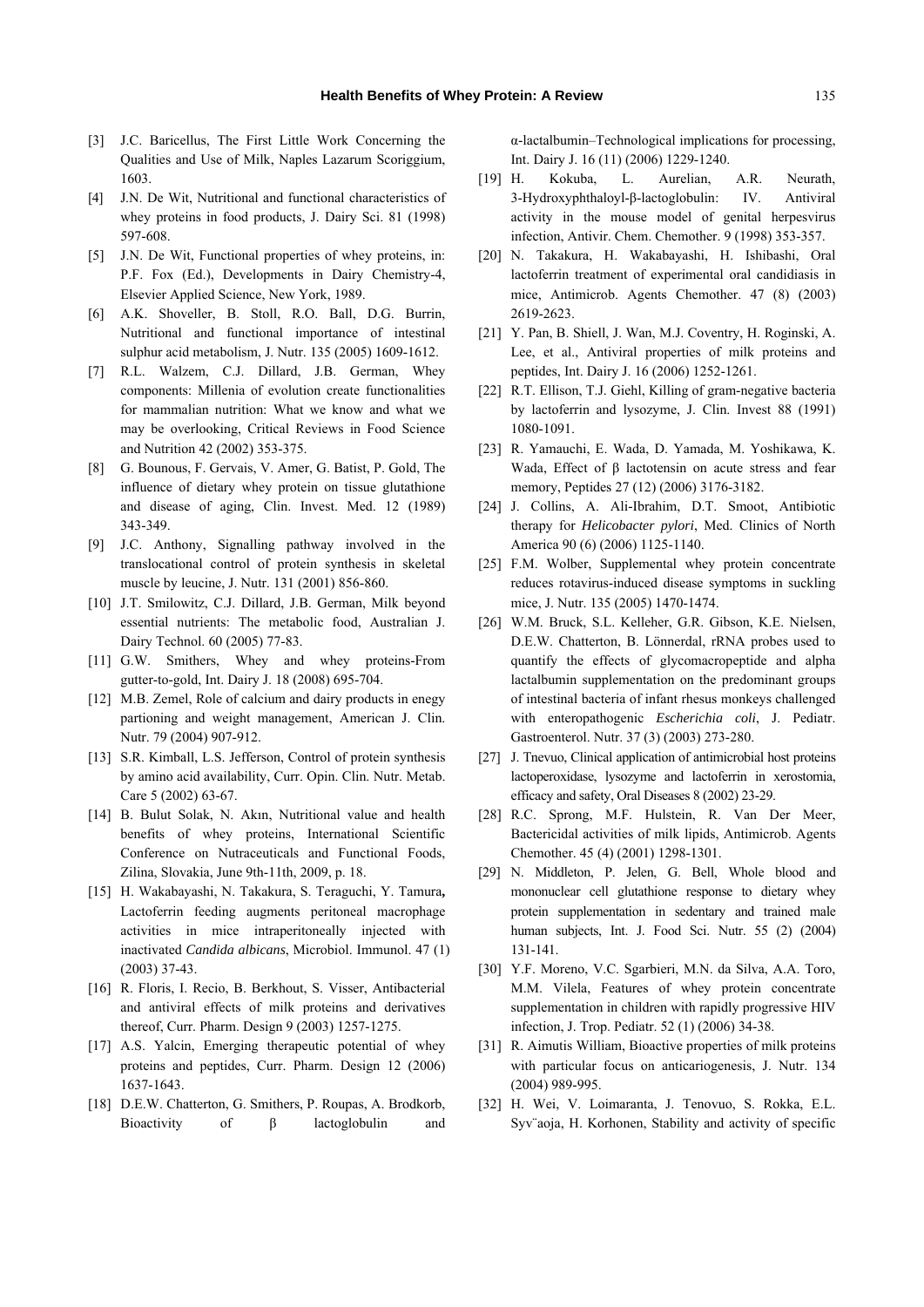[3] J.C. Baricellus, The First Little Work Concerning the Qualities and Use of Milk, Naples Lazarum Scoriggium, 1603.

[4] J.N. De Wit, Nutritional and functional characteristics of whey proteins in food products, J. Dairy Sci. 81 (1998) 597-608.

[5] J.N. De Wit, Functional properties of whey proteins, in: P.F. Fox (Ed.), Developments in Dairy Chemistry-4, Elsevier Applied Science, New York, 1989.

[6] A.K. Shoveller, B. Stoll, R.O. Ball, D.G. Burrin, Nutritional and functional importance of intestinal sulphur acid metabolism, J. Nutr. 135 (2005) 1609-1612.

[7] R.L. Walzem, C.J. Dillard, J.B. German, Whey components: Millenia of evolution create functionalities for mammalian nutrition: What we know and what we may be overlooking, Critical Reviews in Food Science and Nutrition 42 (2002) 353-375.

[8] G. Bounous, F. Gervais, V. Amer, G. Batist, P. Gold, The influence of dietary whey protein on tissue glutathione and disease of aging, Clin. Invest. Med. 12 (1989) 343-349.

[9] J.C. Anthony, Signalling pathway involved in the translocational control of protein synthesis in skeletal muscle by leucine, J. Nutr. 131 (2001) 856-860.

[10] J.T. Smilowitz, C.J. Dillard, J.B. German, Milk beyond essential nutrients: The metabolic food, Australian J. Dairy Technol. 60 (2005) 77-83.

[11] G.W. Smithers, Whey and whey proteins-From gutter-to-gold, Int. Dairy J. 18 (2008) 695-704.

[12] M.B. Zemel, Role of calcium and dairy products in enegy partioning and weight management, American J. Clin. Nutr. 79 (2004) 907-912.

[13] S.R. Kimball, L.S. Jefferson, Control of protein synthesis by amino acid availability, Curr. Opin. Clin. Nutr. Metab. Care 5 (2002) 63-67.

[14] B. Bulut Solak, N. Akın, Nutritional value and health benefits of whey proteins, International Scientific Conference on Nutraceuticals and Functional Foods, Zilina, Slovakia, June 9th-11th, 2009, p. 18.

[15] H. Wakabayashi, N. Takakura, S. Teraguchi, Y. Tamura, Lactoferrin feeding augments peritoneal macrophage activities in mice intraperitoneally injected with inactivated *Candida albicans*, Microbiol. Immunol. 47 (1) (2003) 37-43.

[16] R. Floris, I. Recio, B. Berkhout, S. Visser, Antibacterial and antiviral effects of milk proteins and derivatives thereof, Curr. Pharm. Design 9 (2003) 1257-1275.

[17] A.S. Yalcin, Emerging therapeutic potential of whey proteins and peptides, Curr. Pharm. Design 12 (2006) 1637-1643.

[18] D.E.W. Chatterton, G. Smithers, P. Roupas, A. Brodkorb, Bioactivity of β lactoglobulin and α-lactalbumin–Technological implications for processing, Int. Dairy J. 16 (11) (2006) 1229-1240.

[19] H. Kokuba, L. Aurelian, A.R. Neurath, 3-Hydroxyphthaloyl-β-lactoglobulin: IV. Antiviral activity in the mouse model of genital herpesvirus infection, Antivir. Chem. Chemother. 9 (1998) 353-357.

[20] N. Takakura, H. Wakabayashi, H. Ishibashi, Oral lactoferrin treatment of experimental oral candidiasis in mice, Antimicrob. Agents Chemother. 47 (8) (2003) 2619-2623.

[21] Y. Pan, B. Shiell, J. Wan, M.J. Coventry, H. Roginski, A. Lee, et al., Antiviral properties of milk proteins and peptides, Int. Dairy J. 16 (2006) 1252-1261.

[22] R.T. Ellison, T.J. Giehl, Killing of gram-negative bacteria by lactoferrin and lysozyme, J. Clin. Invest 88 (1991) 1080-1091.

[23] R. Yamauchi, E. Wada, D. Yamada, M. Yoshikawa, K. Wada, Effect of β lactotensin on acute stress and fear memory, Peptides 27 (12) (2006) 3176-3182.

[24] J. Collins, A. Ali-Ibrahim, D.T. Smoot, Antibiotic therapy for *Helicobacter pylori*, Med. Clinics of North America 90 (6) (2006) 1125-1140.

[25] F.M. Wolber, Supplemental whey protein concentrate reduces rotavirus-induced disease symptoms in suckling mice, J. Nutr. 135 (2005) 1470-1474.

[26] W.M. Bruck, S.L. Kelleher, G.R. Gibson, K.E. Nielsen, D.E.W. Chatterton, B. Lönnerdal, rRNA probes used to quantify the effects of glycomacropeptide and alpha lactalbumin supplementation on the predominant groups of intestinal bacteria of infant rhesus monkeys challenged with enteropathogenic *Escherichia coli*, J. Pediatr. Gastroenterol. Nutr. 37 (3) (2003) 273-280.

[27] J. Tnevuo, Clinical application of antimicrobial host proteins lactoperoxidase, lysozyme and lactoferrin in xerostomia, efficacy and safety, Oral Diseases 8 (2002) 23-29.

[28] R.C. Sprong, M.F. Hulstein, R. Van Der Meer, Bactericidal activities of milk lipids, Antimicrob. Agents Chemother. 45 (4) (2001) 1298-1301.

[29] N. Middleton, P. Jelen, G. Bell, Whole blood and mononuclear cell glutathione response to dietary whey protein supplementation in sedentary and trained male human subjects, Int. J. Food Sci. Nutr. 55 (2) (2004) 131-141.

[30] Y.F. Moreno, V.C. Sgarbieri, M.N. da Silva, A.A. Toro, M.M. Vilela, Features of whey protein concentrate supplementation in children with rapidly progressive HIV infection, J. Trop. Pediatr. 52 (1) (2006) 34-38.

[31] R. Aimutis William, Bioactive properties of milk proteins with particular focus on anticariogenesis, J. Nutr. 134 (2004) 989-995.

[32] H. Wei, V. Loimaranta, J. Tenovuo, S. Rokka, E.L. Syv¨aoja, H. Korhonen, Stability and activity of specific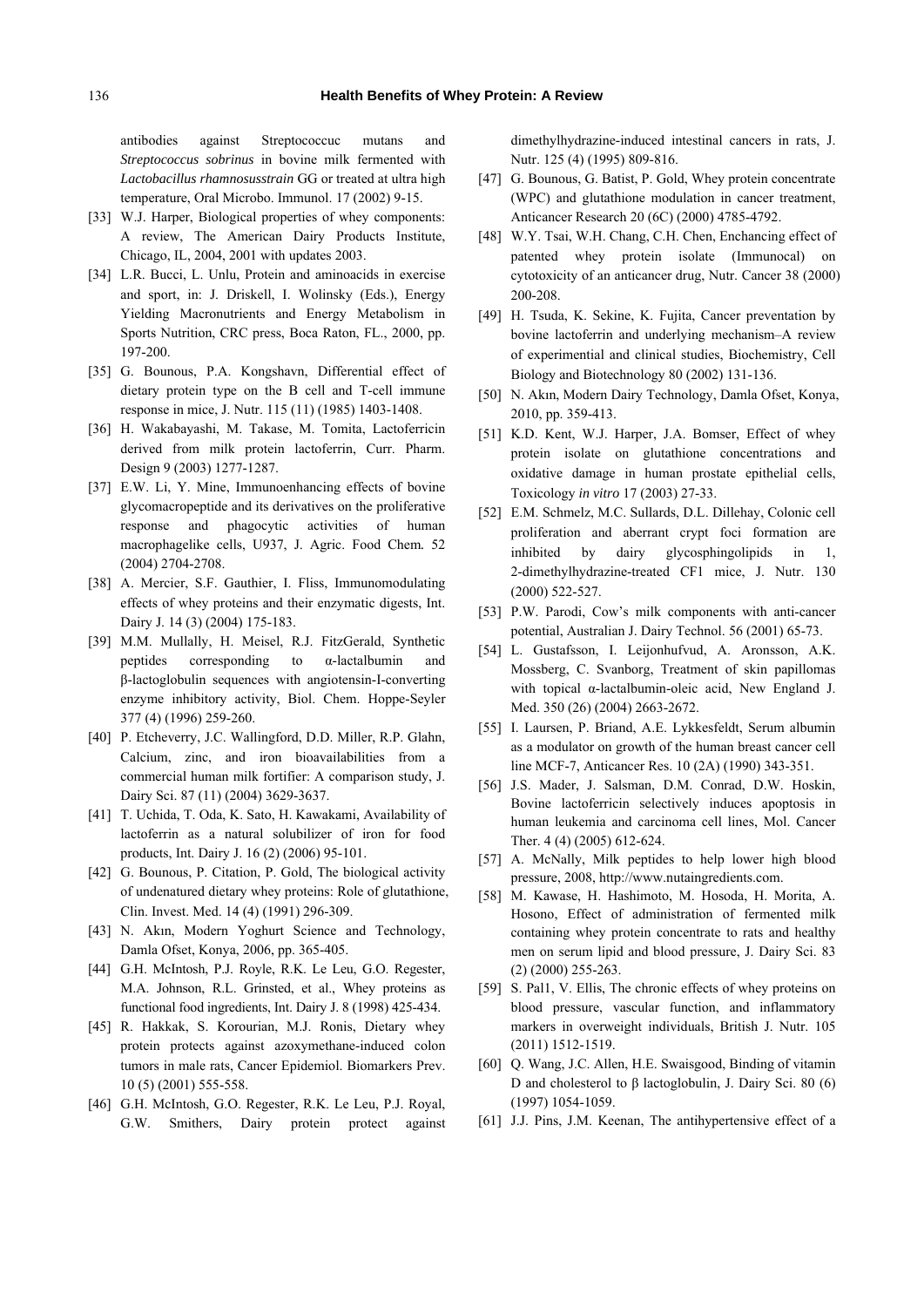antibodies against Streptococcuc mutans and *Streptococcus sobrinus* in bovine milk fermented with *Lactobacillus rhamnosusstrain* GG or treated at ultra high temperature, Oral Microbo. Immunol. 17 (2002) 9-15.

[33] W.J. Harper, Biological properties of whey components: A review, The American Dairy Products Institute, Chicago, IL, 2004, 2001 with updates 2003.

[34] L.R. Bucci, L. Unlu, Protein and aminoacids in exercise and sport, in: J. Driskell, I. Wolinsky (Eds.), Energy Yielding Macronutrients and Energy Metabolism in Sports Nutrition, CRC press, Boca Raton, FL., 2000, pp. 197-200.

[35] G. Bounous, P.A. Kongshavn, Differential effect of dietary protein type on the B cell and T-cell immune response in mice, J. Nutr. 115 (11) (1985) 1403-1408.

[36] H. Wakabayashi, M. Takase, M. Tomita, Lactoferricin derived from milk protein lactoferrin, Curr. Pharm. Design 9 (2003) 1277-1287.

[37] E.W. Li, Y. Mine, Immunoenhancing effects of bovine glycomacropeptide and its derivatives on the proliferative response and phagocytic activities of human macrophagelike cells, U937, J. Agric. Food Chem. 52 (2004) 2704-2708.

[38] A. Mercier, S.F. Gauthier, I. Fliss, Immunomodulating effects of whey proteins and their enzymatic digests, Int. Dairy J. 14 (3) (2004) 175-183.

[39] M.M. Mullally, H. Meisel, R.J. FitzGerald, Synthetic peptides corresponding to α-lactalbumin and β-lactoglobulin sequences with angiotensin-I-converting enzyme inhibitory activity, Biol. Chem. Hoppe-Seyler 377 (4) (1996) 259-260.

[40] P. Etcheverry, J.C. Wallingford, D.D. Miller, R.P. Glahn, Calcium, zinc, and iron bioavailabilities from a commercial human milk fortifier: A comparison study, J. Dairy Sci. 87 (11) (2004) 3629-3637.

[41] T. Uchida, T. Oda, K. Sato, H. Kawakami, Availability of lactoferrin as a natural solubilizer of iron for food products, Int. Dairy J. 16 (2) (2006) 95-101.

[42] G. Bounous, P. Citation, P. Gold, The biological activity of undenatured dietary whey proteins: Role of glutathione, Clin. Invest. Med. 14 (4) (1991) 296-309.

[43] N. Akın, Modern Yoghurt Science and Technology, Damla Ofset, Konya, 2006, pp. 365-405.

[44] G.H. McIntosh, P.J. Royle, R.K. Le Leu, G.O. Regester, M.A. Johnson, R.L. Grinsted, et al., Whey proteins as functional food ingredients, Int. Dairy J. 8 (1998) 425-434.

[45] R. Hakkak, S. Korourian, M.J. Ronis, Dietary whey protein protects against azoxymethane-induced colon tumors in male rats, Cancer Epidemiol. Biomarkers Prev. 10 (5) (2001) 555-558.

[46] G.H. McIntosh, G.O. Regester, R.K. Le Leu, P.J. Royal, G.W. Smithers, Dairy protein protect against dimethylhydrazine-induced intestinal cancers in rats, J. Nutr. 125 (4) (1995) 809-816.

[47] G. Bounous, G. Batist, P. Gold, Whey protein concentrate (WPC) and glutathione modulation in cancer treatment, Anticancer Research 20 (6C) (2000) 4785-4792.

[48] W.Y. Tsai, W.H. Chang, C.H. Chen, Enchancing effect of patented whey protein isolate (Immunocal) on cytotoxicity of an anticancer drug, Nutr. Cancer 38 (2000) 200-208.

[49] H. Tsuda, K. Sekine, K. Fujita, Cancer preventation by bovine lactoferrin and underlying mechanism–A review of experimential and clinical studies, Biochemistry, Cell Biology and Biotechnology 80 (2002) 131-136.

[50] N. Akın, Modern Dairy Technology, Damla Ofset, Konya, 2010, pp. 359-413.

[51] K.D. Kent, W.J. Harper, J.A. Bomser, Effect of whey protein isolate on glutathione concentrations and oxidative damage in human prostate epithelial cells, Toxicology *in vitro* 17 (2003) 27-33.

[52] E.M. Schmelz, M.C. Sullards, D.L. Dillehay, Colonic cell proliferation and aberrant crypt foci formation are inhibited by dairy glycosphingolipids in 1, 2-dimethylhydrazine-treated CF1 mice, J. Nutr. 130 (2000) 522-527.

[53] P.W. Parodi, Cow's milk components with anti-cancer potential, Australian J. Dairy Technol. 56 (2001) 65-73.

[54] L. Gustafsson, I. Leijonhufvud, A. Aronsson, A.K. Mossberg, C. Svanborg, Treatment of skin papillomas with topical α-lactalbumin-oleic acid, New England J. Med. 350 (26) (2004) 2663-2672.

[55] I. Laursen, P. Briand, A.E. Lykkesfeldt, Serum albumin as a modulator on growth of the human breast cancer cell line MCF-7, Anticancer Res. 10 (2A) (1990) 343-351.

[56] J.S. Mader, J. Salsman, D.M. Conrad, D.W. Hoskin, Bovine lactoferricin selectively induces apoptosis in human leukemia and carcinoma cell lines, Mol. Cancer Ther. 4 (4) (2005) 612-624.

[57] A. McNally, Milk peptides to help lower high blood pressure, 2008, http://www.nutaingredients.com.

[58] M. Kawase, H. Hashimoto, M. Hosoda, H. Morita, A. Hosono, Effect of administration of fermented milk containing whey protein concentrate to rats and healthy men on serum lipid and blood pressure, J. Dairy Sci. 83 (2) (2000) 255-263.

[59] S. Pal1, V. Ellis, The chronic effects of whey proteins on blood pressure, vascular function, and inflammatory markers in overweight individuals, British J. Nutr. 105 (2011) 1512-1519.

[60] Q. Wang, J.C. Allen, H.E. Swaisgood, Binding of vitamin D and cholesterol to β lactoglobulin, J. Dairy Sci. 80 (6) (1997) 1054-1059.

[61] J.J. Pins, J.M. Keenan, The antihypertensive effect of a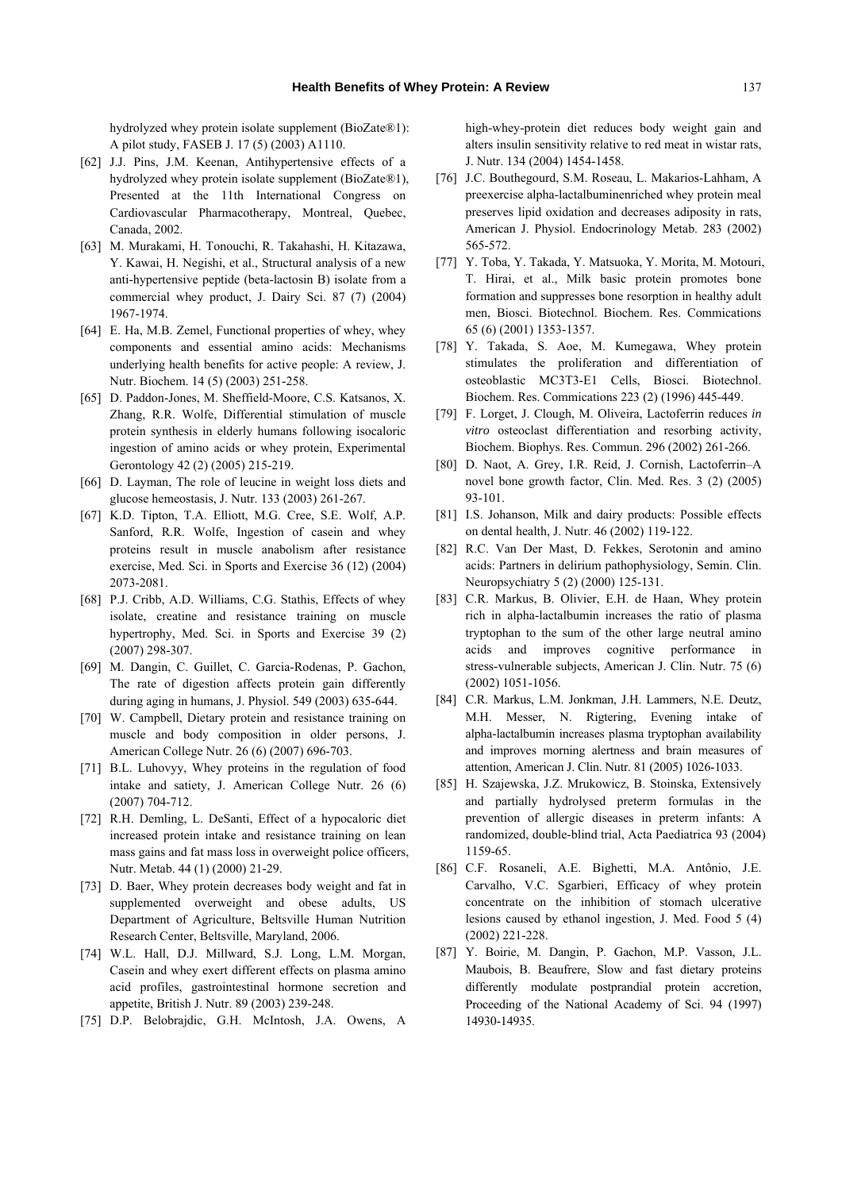hydrolyzed whey protein isolate supplement (BioZate®1): A pilot study, FASEB J. 17 (5) (2003) A1110.

[62] J.J. Pins, J.M. Keenan, Antihypertensive effects of a hydrolyzed whey protein isolate supplement (BioZate®1), Presented at the 11th International Congress on Cardiovascular Pharmacotherapy, Montreal, Quebec, Canada, 2002.

[63] M. Murakami, H. Tonouchi, R. Takahashi, H. Kitazawa, Y. Kawai, H. Negishi, et al., Structural analysis of a new anti-hypertensive peptide (beta-lactosin B) isolate from a commercial whey product, J. Dairy Sci. 87 (7) (2004) 1967-1974.

[64] E. Ha, M.B. Zemel, Functional properties of whey, whey components and essential amino acids: Mechanisms underlying health benefits for active people: A review, J. Nutr. Biochem. 14 (5) (2003) 251-258.

[65] D. Paddon-Jones, M. Sheffield-Moore, C.S. Katsanos, X. Zhang, R.R. Wolfe, Differential stimulation of muscle protein synthesis in elderly humans following isocaloric ingestion of amino acids or whey protein, Experimental Gerontology 42 (2) (2005) 215-219.

[66] D. Layman, The role of leucine in weight loss diets and glucose hemeostasis, J. Nutr. 133 (2003) 261-267.

[67] K.D. Tipton, T.A. Elliott, M.G. Cree, S.E. Wolf, A.P. Sanford, R.R. Wolfe, Ingestion of casein and whey proteins result in muscle anabolism after resistance exercise, Med. Sci. in Sports and Exercise 36 (12) (2004) 2073-2081.

[68] P.J. Cribb, A.D. Williams, C.G. Stathis, Effects of whey isolate, creatine and resistance training on muscle hypertrophy, Med. Sci. in Sports and Exercise 39 (2) (2007) 298-307.

[69] M. Dangin, C. Guillet, C. Garcia-Rodenas, P. Gachon, The rate of digestion affects protein gain differently during aging in humans, J. Physiol. 549 (2003) 635-644.

[70] W. Campbell, Dietary protein and resistance training on muscle and body composition in older persons, J. American College Nutr. 26 (6) (2007) 696-703.

[71] B.L. Luhovyy, Whey proteins in the regulation of food intake and satiety, J. American College Nutr. 26 (6) (2007) 704-712.

[72] R.H. Demling, L. DeSanti, Effect of a hypocaloric diet increased protein intake and resistance training on lean mass gains and fat mass loss in overweight police officers, Nutr. Metab. 44 (1) (2000) 21-29.

[73] D. Baer, Whey protein decreases body weight and fat in supplemented overweight and obese adults, US Department of Agriculture, Beltsville Human Nutrition Research Center, Beltsville, Maryland, 2006.

[74] W.L. Hall, D.J. Millward, S.J. Long, L.M. Morgan, Casein and whey exert different effects on plasma amino acid profiles, gastrointestinal hormone secretion and appetite, British J. Nutr. 89 (2003) 239-248.

[75] D.P. Belobrajdic, G.H. McIntosh, J.A. Owens, A high-whey-protein diet reduces body weight gain and alters insulin sensitivity relative to red meat in wistar rats, J. Nutr. 134 (2004) 1454-1458.

[76] J.C. Bouthegourd, S.M. Roseau, L. Makarios-Lahham, A preexercise alpha-lactalbuminenriched whey protein meal preserves lipid oxidation and decreases adiposity in rats, American J. Physiol. Endocrinology Metab. 283 (2002) 565-572.

[77] Y. Toba, Y. Takada, Y. Matsuoka, Y. Morita, M. Motouri, T. Hirai, et al., Milk basic protein promotes bone formation and suppresses bone resorption in healthy adult men, Biosci. Biotechnol. Biochem. Res. Commications 65 (6) (2001) 1353-1357.

[78] Y. Takada, S. Aoe, M. Kumegawa, Whey protein stimulates the proliferation and differentiation of osteoblastic MC3T3-E1 Cells, Biosci. Biotechnol. Biochem. Res. Commications 223 (2) (1996) 445-449.

[79] F. Lorget, J. Clough, M. Oliveira, Lactoferrin reduces *in vitro* osteoclast differentiation and resorbing activity, Biochem. Biophys. Res. Commun. 296 (2002) 261-266.

[80] D. Naot, A. Grey, I.R. Reid, J. Cornish, Lactoferrin–A novel bone growth factor, Clin. Med. Res. 3 (2) (2005) 93-101.

[81] I.S. Johanson, Milk and dairy products: Possible effects on dental health, J. Nutr. 46 (2002) 119-122.

[82] R.C. Van Der Mast, D. Fekkes, Serotonin and amino acids: Partners in delirium pathophysiology, Semin. Clin. Neuropsychiatry 5 (2) (2000) 125-131.

[83] C.R. Markus, B. Olivier, E.H. de Haan, Whey protein rich in alpha-lactalbumin increases the ratio of plasma tryptophan to the sum of the other large neutral amino acids and improves cognitive performance in stress-vulnerable subjects, American J. Clin. Nutr. 75 (6) (2002) 1051-1056.

[84] C.R. Markus, L.M. Jonkman, J.H. Lammers, N.E. Deutz, M.H. Messer, N. Rigtering, Evening intake of alpha-lactalbumin increases plasma tryptophan availability and improves morning alertness and brain measures of attention, American J. Clin. Nutr. 81 (2005) 1026-1033.

[85] H. Szajewska, J.Z. Mrukowicz, B. Stoinska, Extensively and partially hydrolysed preterm formulas in the prevention of allergic diseases in preterm infants: A randomized, double-blind trial, Acta Paediatrica 93 (2004) 1159-65.

[86] C.F. Rosaneli, A.E. Bighetti, M.A. Antônio, J.E. Carvalho, V.C. Sgarbieri, Efficacy of whey protein concentrate on the inhibition of stomach ulcerative lesions caused by ethanol ingestion, J. Med. Food 5 (4) (2002) 221-228.

[87] Y. Boirie, M. Dangin, P. Gachon, M.P. Vasson, J.L. Maubois, B. Beaufrere, Slow and fast dietary proteins differently modulate postprandial protein accretion, Proceeding of the National Academy of Sci. 94 (1997) 14930-14935.